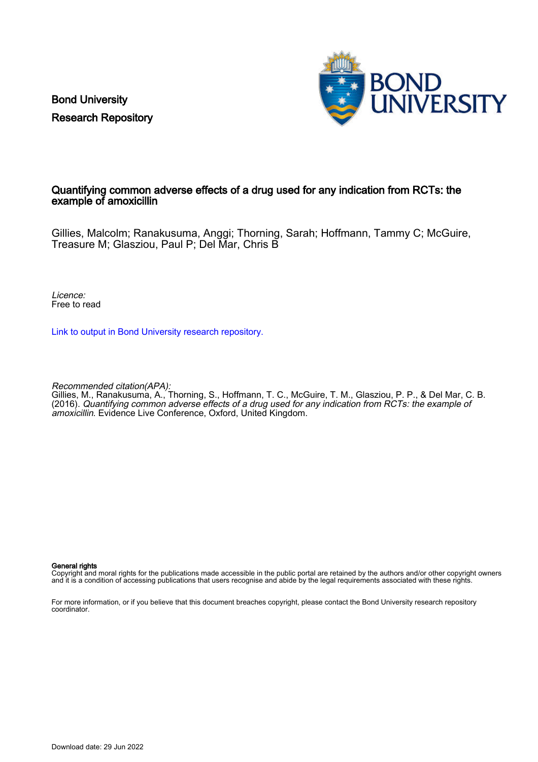Bond University
Research Repository

# Quantifying common adverse effects of a drug used for any indication from RCTs: the example of amoxicillin

Gillies, Malcolm; Ranakusuma, Anggi; Thorning, Sarah; Hoffmann, Tammy C; McGuire, Treasure M; Glasziou, Paul P; Del Mar, Chris B

*Licence:*
Free to read

Link to output in Bond University research repository.

*Recommended citation(APA):*
Gillies, M., Ranakusuma, A., Thorning, S., Hoffmann, T. C., McGuire, T. M., Glasziou, P. P., & Del Mar, C. B. (2016). *Quantifying common adverse effects of a drug used for any indication from RCTs: the example of amoxicillin*. Evidence Live Conference, Oxford, United Kingdom.

**General rights**
Copyright and moral rights for the publications made accessible in the public portal are retained by the authors and/or other copyright owners and it is a condition of accessing publications that users recognise and abide by the legal requirements associated with these rights.

For more information, or if you believe that this document breaches copyright, please contact the Bond University research repository coordinator.

Download date: 29 Jun 2022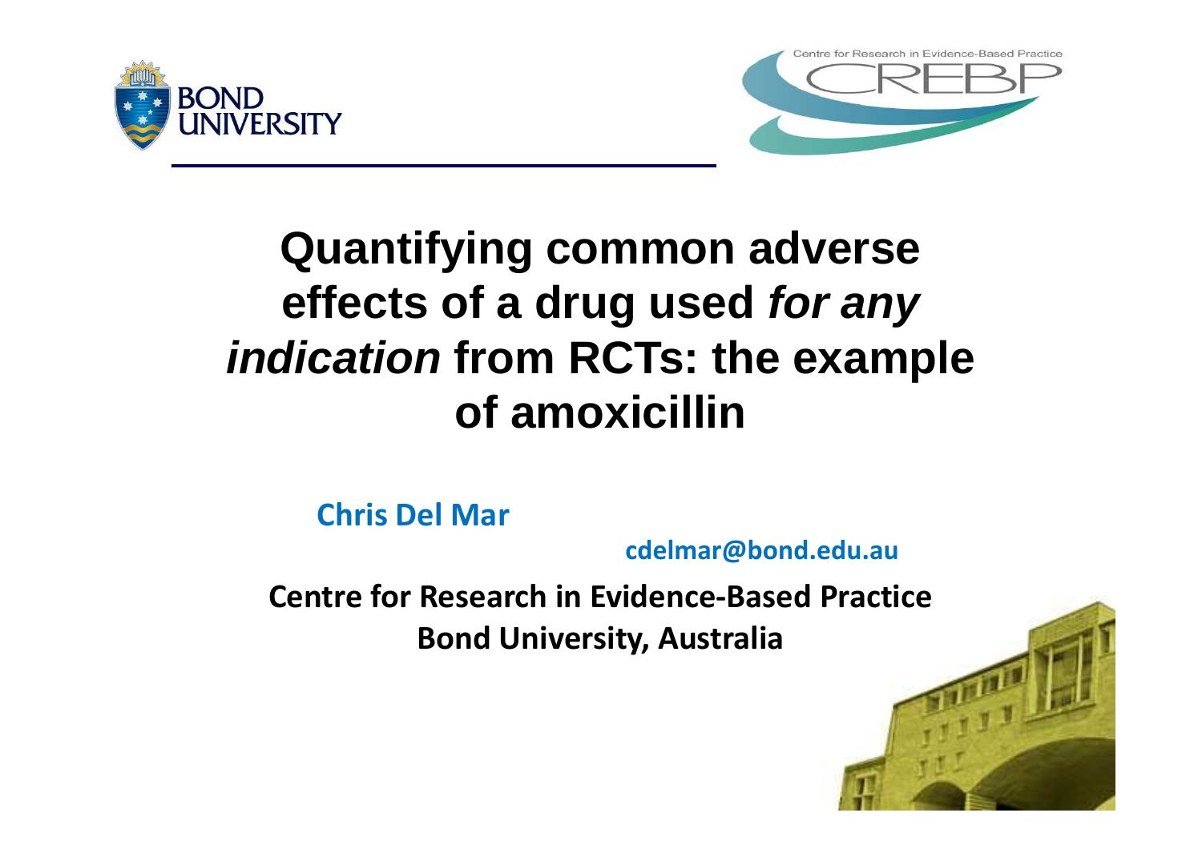# Quantifying common adverse effects of a drug used *for any indication* from RCTs: the example of amoxicillin

**Chris Del Mar**

**cdelmar@bond.edu.au**

**Centre for Research in Evidence-Based Practice**
**Bond University, Australia**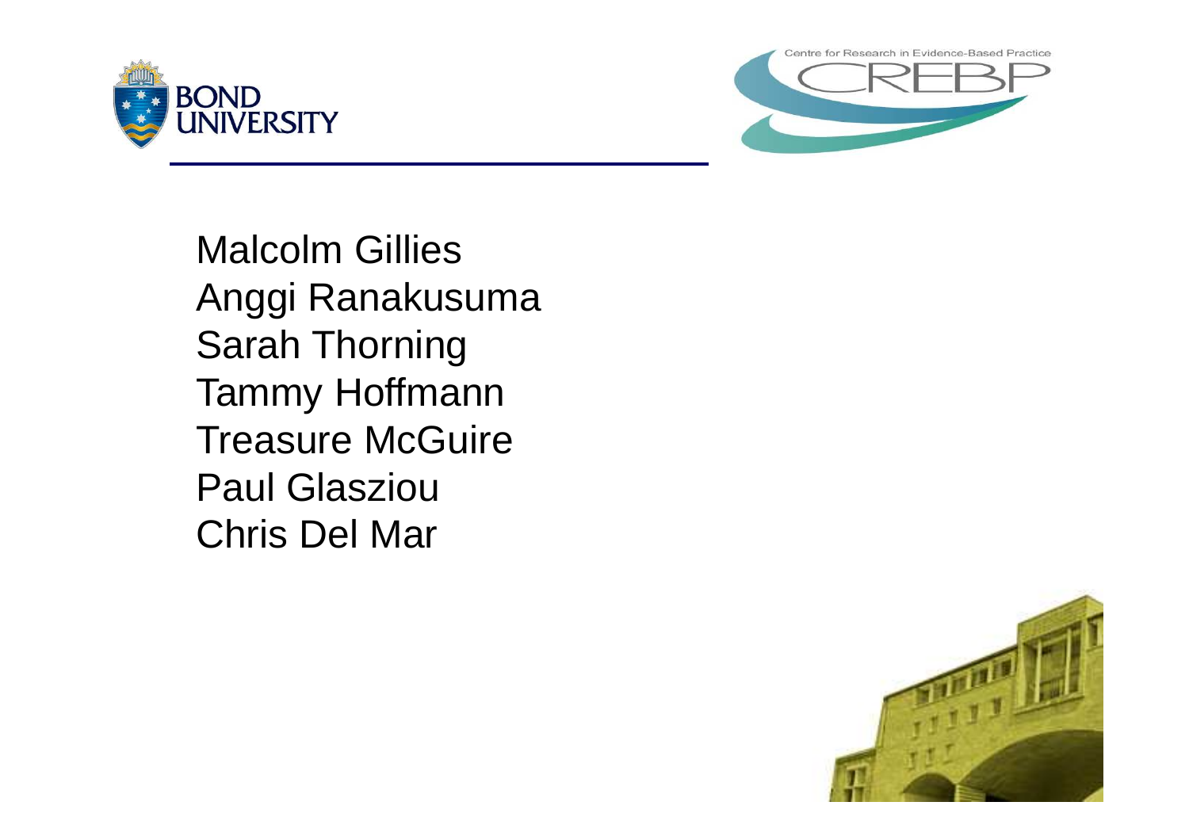Malcolm Gillies
Anggi Ranakusuma
Sarah Thorning
Tammy Hoffmann
Treasure McGuire
Paul Glasziou
Chris Del Mar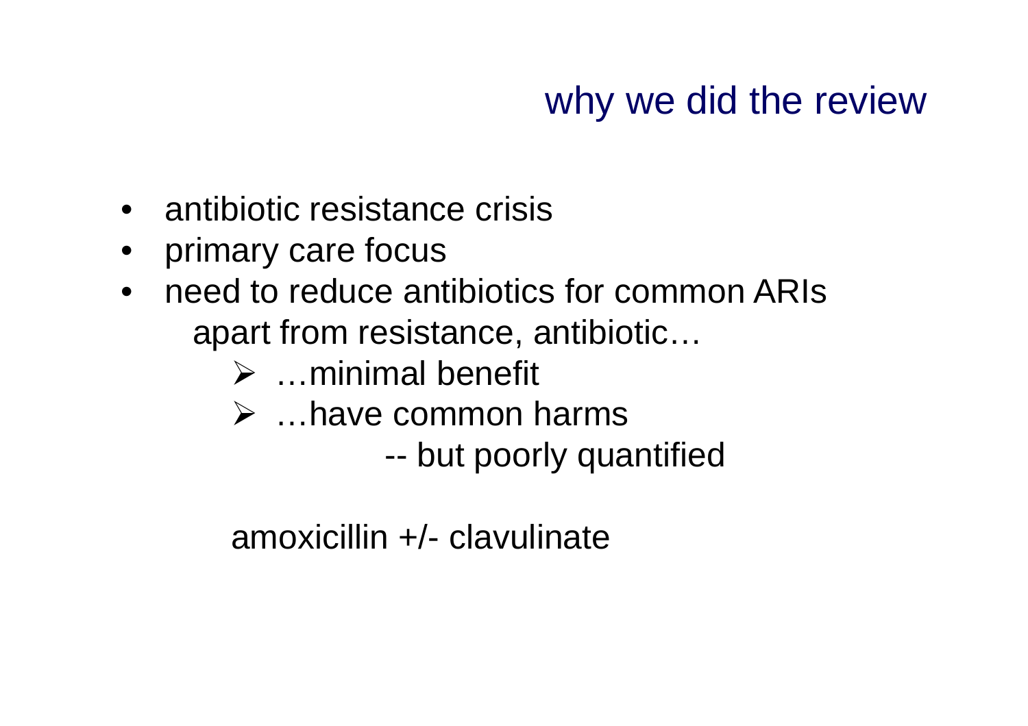## why we did the review

- antibiotic resistance crisis
- primary care focus
- need to reduce antibiotics for common ARIs

  apart from resistance, antibiotic…

  - …minimal benefit
  - …have common harms

    -- but poorly quantified

amoxicillin +/- clavulinate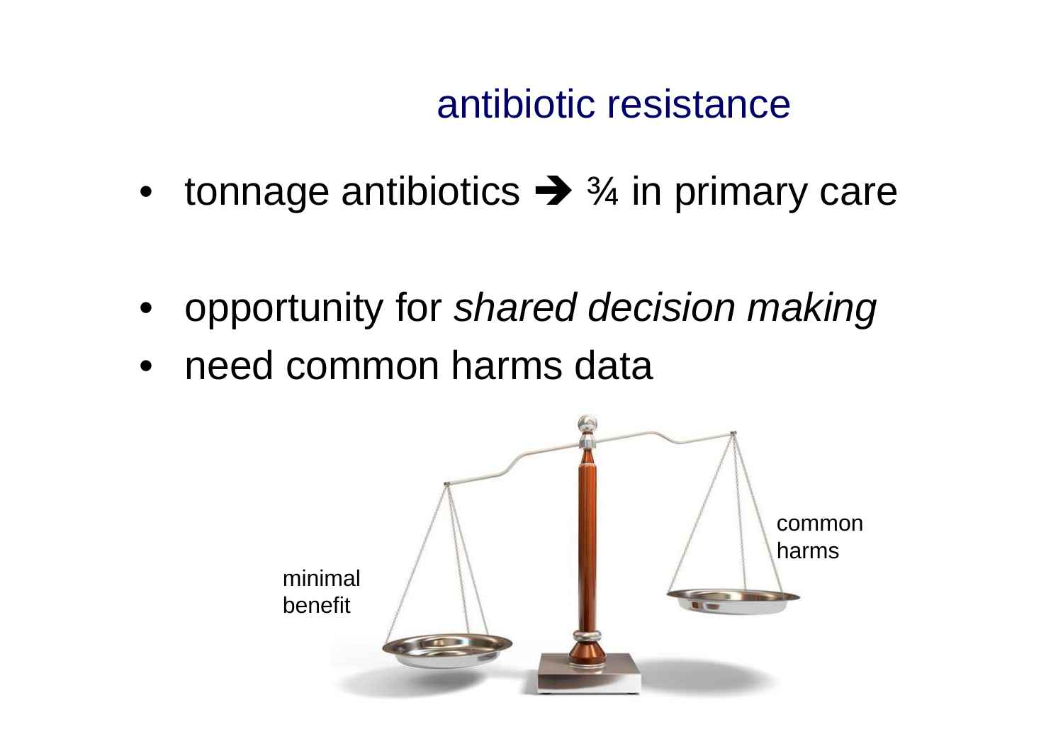# antibiotic resistance

- tonnage antibiotics ➔ ¾ in primary care

- opportunity for *shared decision making*
- need common harms data

minimal benefit

common harms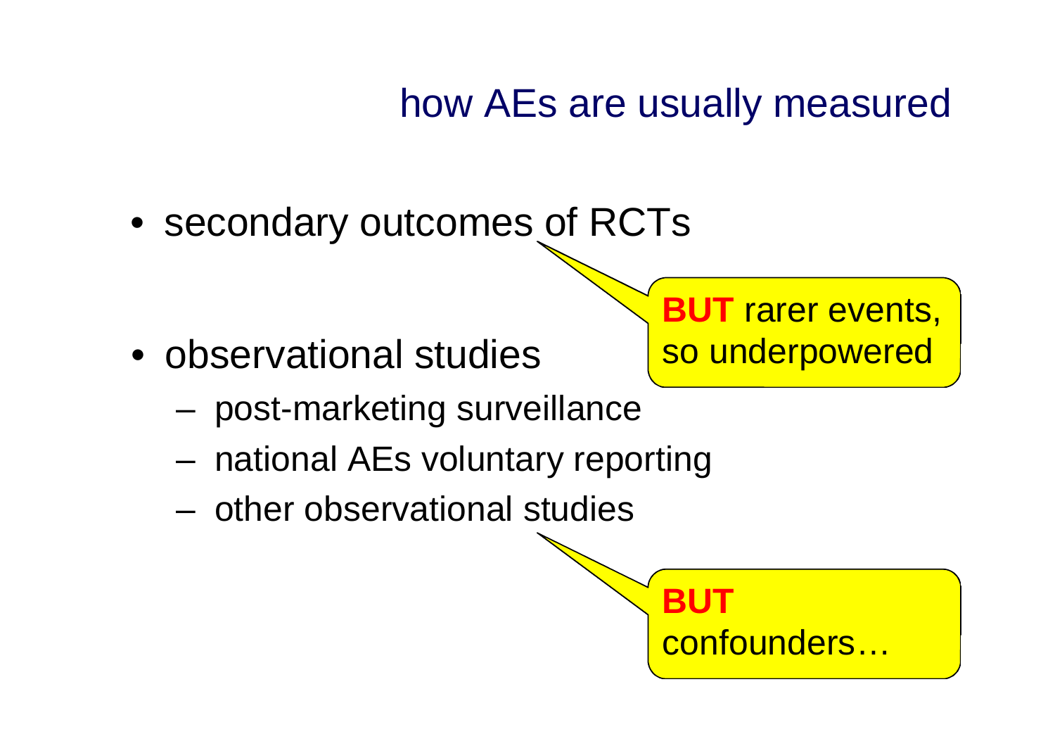## how AEs are usually measured

- secondary outcomes of RCTs

  > **BUT** rarer events, so underpowered

- observational studies
  - post-marketing surveillance
  - national AEs voluntary reporting
  - other observational studies

  > **BUT** confounders…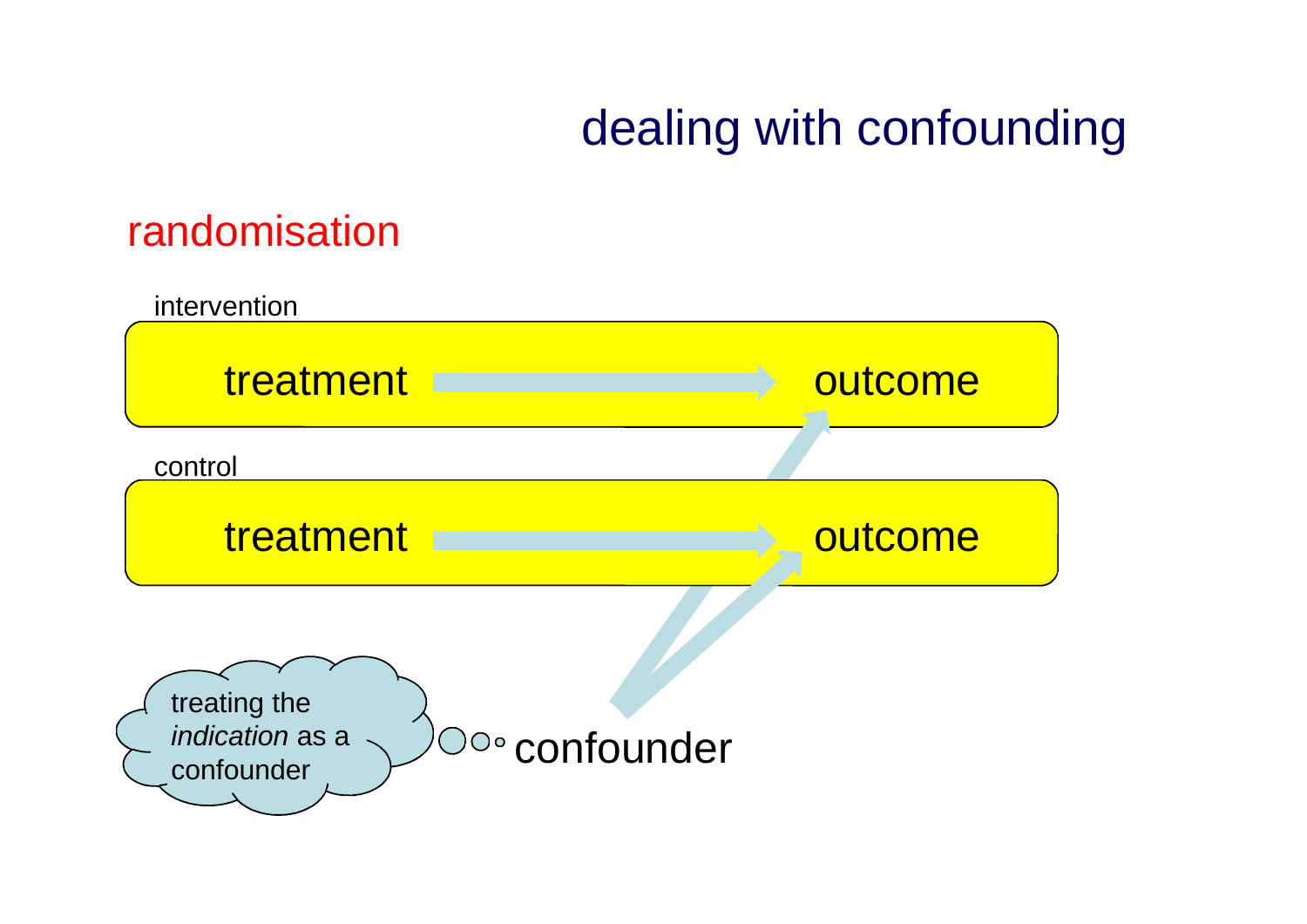# dealing with confounding

## randomisation

intervention

treatment → outcome

control

treatment → outcome

confounder

treating the *indication* as a confounder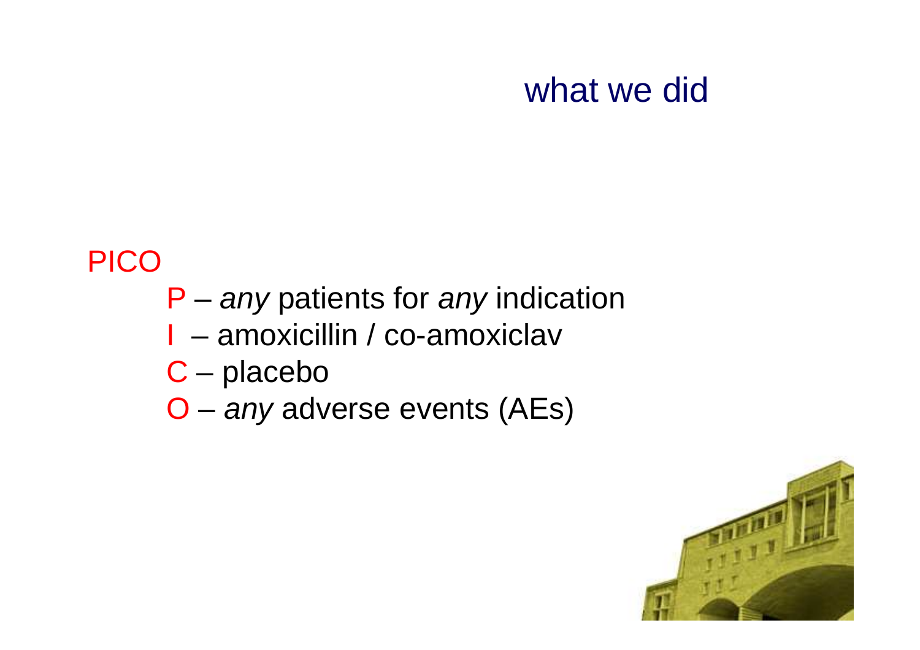# what we did

PICO

- P – *any* patients for *any* indication
- I – amoxicillin / co-amoxiclav
- C – placebo
- O – *any* adverse events (AEs)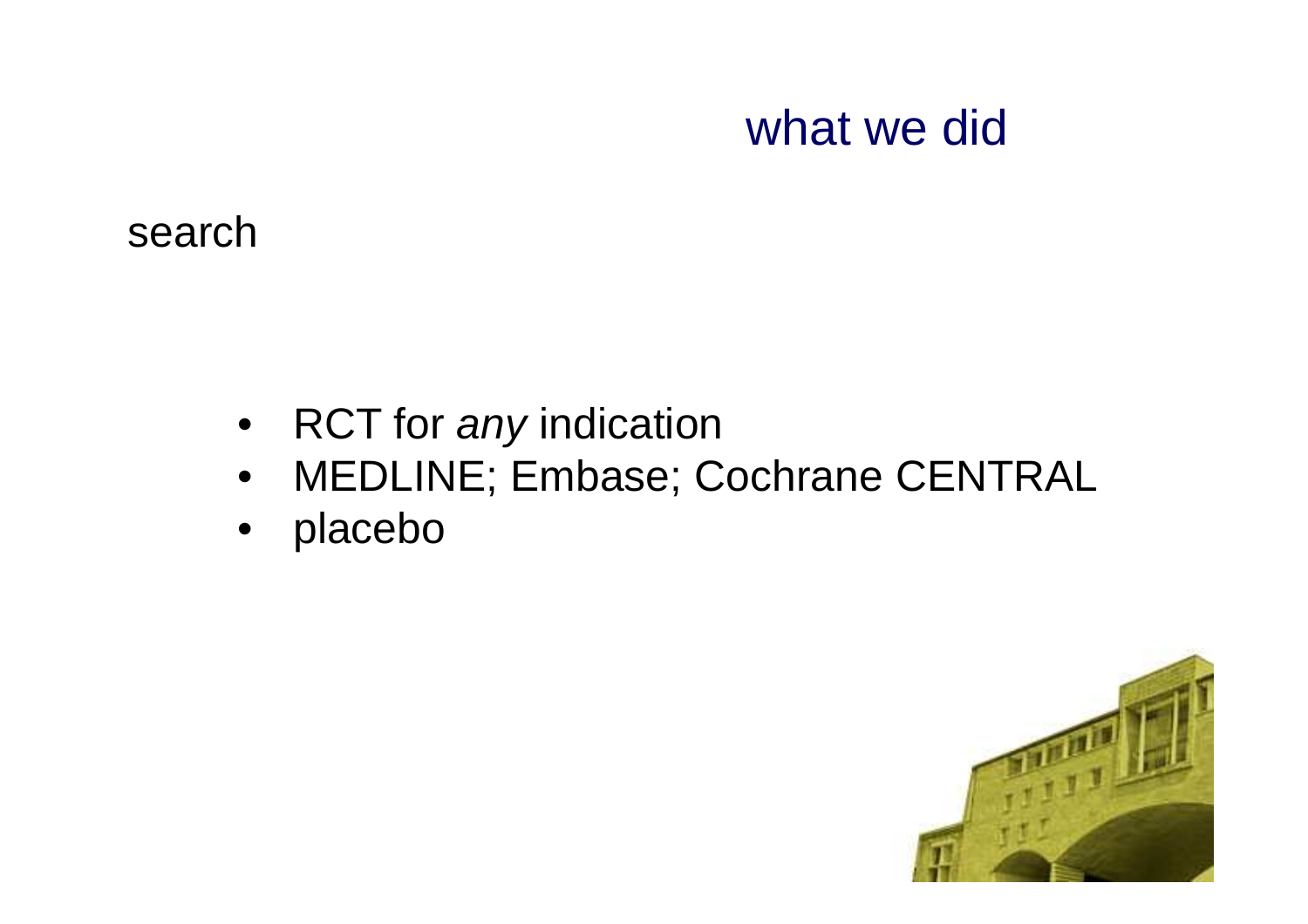# what we did

search

- RCT for *any* indication
- MEDLINE; Embase; Cochrane CENTRAL
- placebo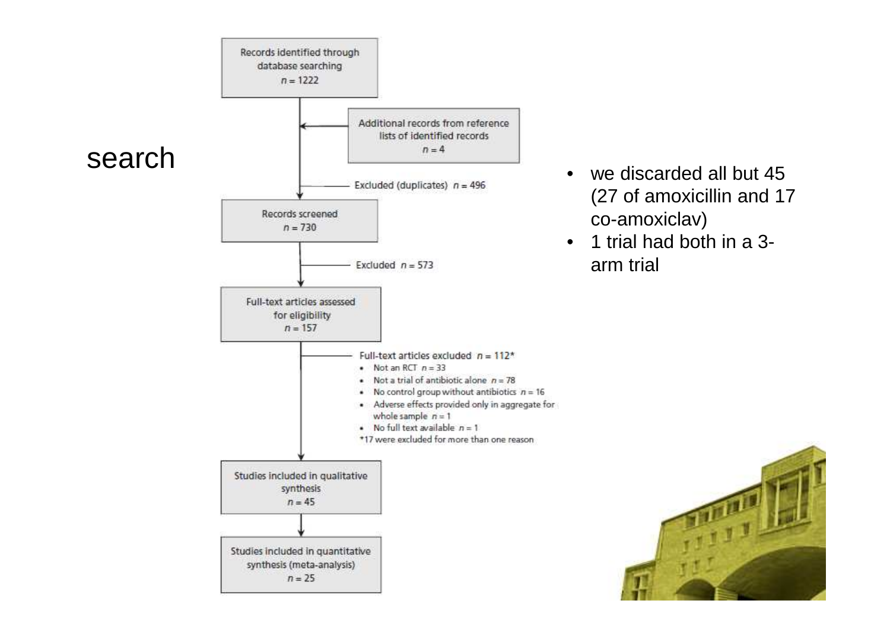# search

Records identified through database searching
$n$ = 1222

Additional records from reference lists of identified records
$n$ = 4

Excluded (duplicates) $n$ = 496

Records screened
$n$ = 730

Excluded $n$ = 573

Full-text articles assessed for eligibility
$n$ = 157

Full-text articles excluded $n$ = 112*

- Not an RCT $n$ = 33
- Not a trial of antibiotic alone $n$ = 78
- No control group without antibiotics $n$ = 16
- Adverse effects provided only in aggregate for whole sample $n$ = 1
- No full text available $n$ = 1

*17 were excluded for more than one reason

Studies included in qualitative synthesis
$n$ = 45

Studies included in quantitative synthesis (meta-analysis)
$n$ = 25

- we discarded all but 45 (27 of amoxicillin and 17 co-amoxiclav)
- 1 trial had both in a 3-arm trial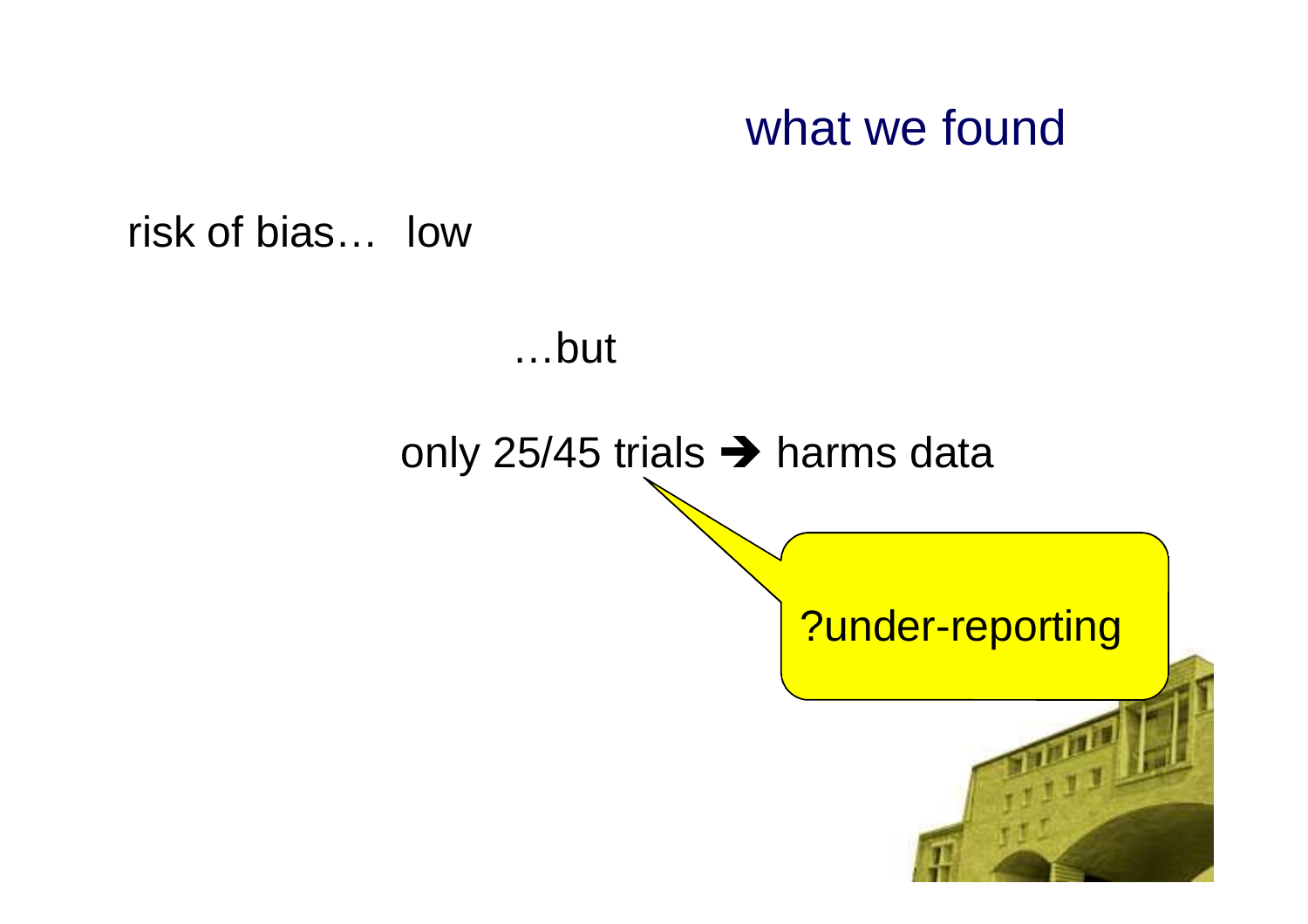## what we found

risk of bias… low

…but

only 25/45 trials ➔ harms data

?under-reporting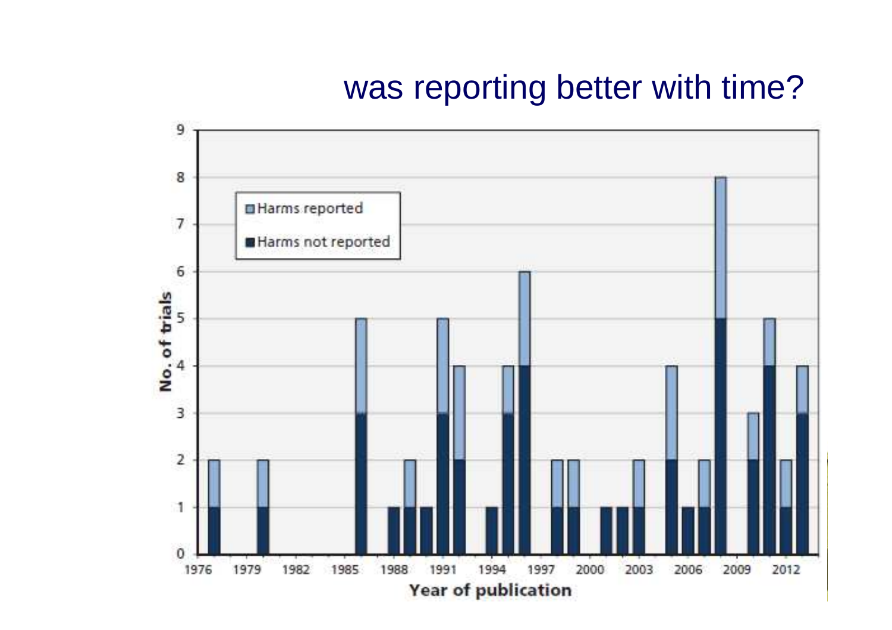# was reporting better with time?

| Year of publication | Harms not reported | Harms reported | Total no. of trials |
|---|---|---|---|
| 1977 | 1 | 1 | 2 |
| 1980 | 1 | 1 | 2 |
| 1986 | 3 | 2 | 5 |
| 1988 | 1 | 0 | 1 |
| 1989 | 1 | 1 | 2 |
| 1990 | 1 | 0 | 1 |
| 1991 | 3 | 2 | 5 |
| 1992 | 2 | 2 | 4 |
| 1994 | 1 | 0 | 1 |
| 1995 | 3 | 1 | 4 |
| 1996 | 4 | 2 | 6 |
| 1998 | 1 | 1 | 2 |
| 1999 | 1 | 1 | 2 |
| 2001 | 1 | 0 | 1 |
| 2002 | 1 | 0 | 1 |
| 2003 | 1 | 1 | 2 |
| 2005 | 2 | 2 | 4 |
| 2006 | 1 | 0 | 1 |
| 2007 | 1 | 1 | 2 |
| 2008 | 5 | 3 | 8 |
| 2010 | 2 | 1 | 3 |
| 2011 | 4 | 1 | 5 |
| 2012 | 1 | 1 | 2 |
| 2013 | 3 | 1 | 4 |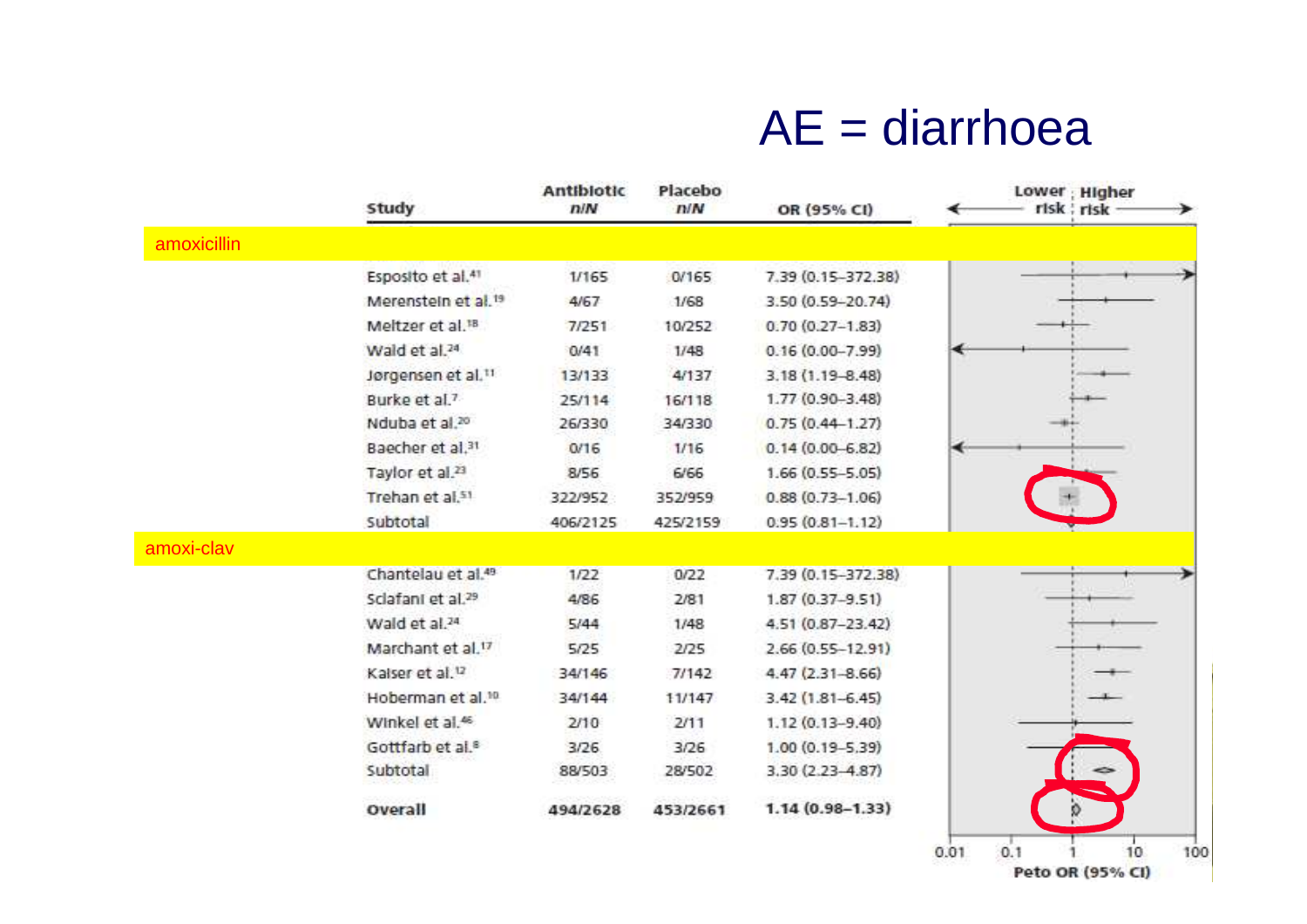# AE = diarrhoea

| Study | Antibiotic n/N | Placebo n/N | OR (95% CI) |
|---|---|---|---|
| **amoxicillin** | | | |
| Esposito et al.[41] | 1/165 | 0/165 | 7.39 (0.15–372.38) |
| Merenstein et al.[19] | 4/67 | 1/68 | 3.50 (0.59–20.74) |
| Meltzer et al.[18] | 7/251 | 10/252 | 0.70 (0.27–1.83) |
| Wald et al.[24] | 0/41 | 1/48 | 0.16 (0.00–7.99) |
| Jørgensen et al.[11] | 13/133 | 4/137 | 3.18 (1.19–8.48) |
| Burke et al.[7] | 25/114 | 16/118 | 1.77 (0.90–3.48) |
| Nduba et al.[20] | 26/330 | 34/330 | 0.75 (0.44–1.27) |
| Baecher et al.[31] | 0/16 | 1/16 | 0.14 (0.00–6.82) |
| Taylor et al.[23] | 8/56 | 6/66 | 1.66 (0.55–5.05) |
| Trehan et al.[51] | 322/952 | 352/959 | 0.88 (0.73–1.06) |
| Subtotal | 406/2125 | 425/2159 | 0.95 (0.81–1.12) |
| **amoxi-clav** | | | |
| Chantelau et al.[49] | 1/22 | 0/22 | 7.39 (0.15–372.38) |
| Sclafani et al.[29] | 4/86 | 2/81 | 1.87 (0.37–9.51) |
| Wald et al.[24] | 5/44 | 1/48 | 4.51 (0.87–23.42) |
| Marchant et al.[17] | 5/25 | 2/25 | 2.66 (0.55–12.91) |
| Kaiser et al.[12] | 34/146 | 7/142 | 4.47 (2.31–8.66) |
| Hoberman et al.[10] | 34/144 | 11/147 | 3.42 (1.81–6.45) |
| Winkel et al.[46] | 2/10 | 2/11 | 1.12 (0.13–9.40) |
| Gottfarb et al.[8] | 3/26 | 3/26 | 1.00 (0.19–5.39) |
| Subtotal | 88/503 | 28/502 | 3.30 (2.23–4.87) |
| **Overall** | **494/2628** | **453/2661** | **1.14 (0.98–1.33)** |

Lower risk ← | → Higher risk

Peto OR (95% CI): 0.01, 0.1, 1, 10, 100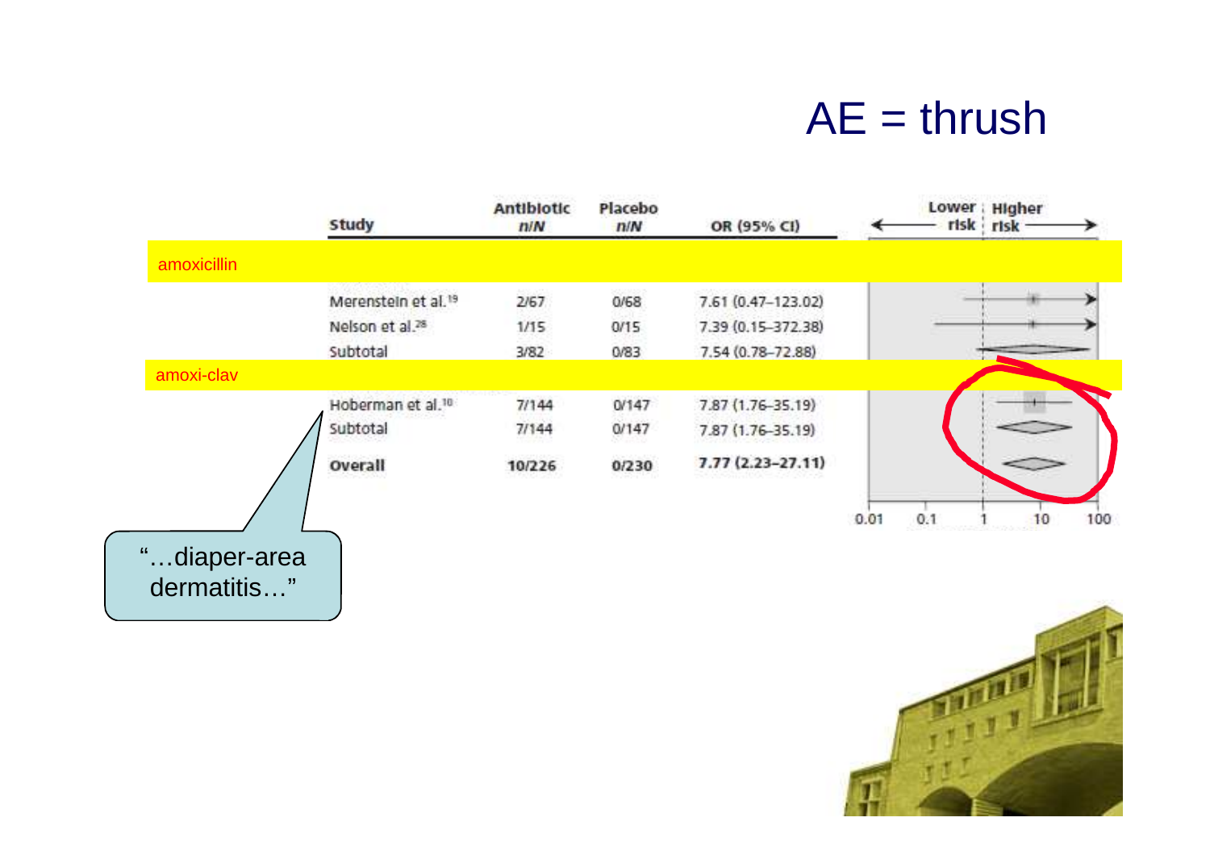# AE = thrush

| Study | Antibiotic n/N | Placebo n/N | OR (95% CI) |
|---|---|---|---|
| **amoxicillin** | | | |
| Merenstein et al.[19] | 2/67 | 0/68 | 7.61 (0.47–123.02) |
| Nelson et al.[28] | 1/15 | 0/15 | 7.39 (0.15–372.38) |
| Subtotal | 3/82 | 0/83 | 7.54 (0.78–72.88) |
| **amoxi-clav** | | | |
| Hoberman et al.[10] | 7/144 | 0/147 | 7.87 (1.76–35.19) |
| Subtotal | 7/144 | 0/147 | 7.87 (1.76–35.19) |
| **Overall** | **10/226** | **0/230** | **7.77 (2.23–27.11)** |

Lower risk | Higher risk

0.01 0.1 1 10 100

"…diaper-area dermatitis…"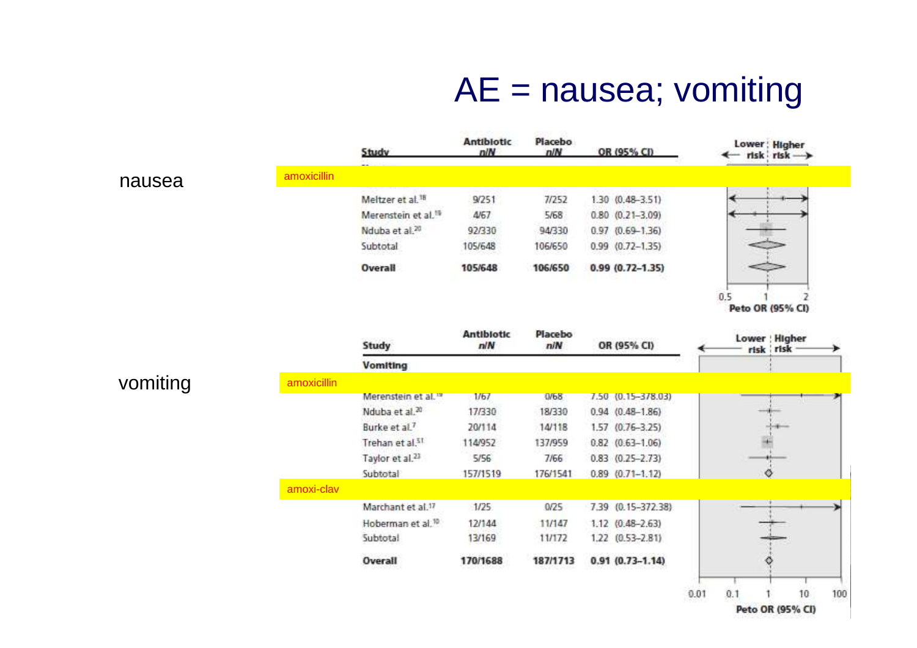# AE = nausea; vomiting

**nausea**

| Study | Antibiotic n/N | Placebo n/N | OR (95% CI) |
|---|---|---|---|
| amoxicillin | | | |
| Meltzer et al.[18] | 9/251 | 7/252 | 1.30 (0.48–3.51) |
| Merenstein et al.[19] | 4/67 | 5/68 | 0.80 (0.21–3.09) |
| Nduba et al.[20] | 92/330 | 94/330 | 0.97 (0.69–1.36) |
| Subtotal | 105/648 | 106/650 | 0.99 (0.72–1.35) |
| **Overall** | **105/648** | **106/650** | **0.99 (0.72–1.35)** |

Lower risk ← | → Higher risk

Peto OR (95% CI): 0.5, 1, 2

**vomiting**

| Study | Antibiotic n/N | Placebo n/N | OR (95% CI) |
|---|---|---|---|
| **Vomiting** | | | |
| amoxicillin | | | |
| Merenstein et al.[19] | 1/67 | 0/68 | 7.50 (0.15–378.03) |
| Nduba et al.[20] | 17/330 | 18/330 | 0.94 (0.48–1.86) |
| Burke et al.[7] | 20/114 | 14/118 | 1.57 (0.76–3.25) |
| Trehan et al.[31] | 114/952 | 137/959 | 0.82 (0.63–1.06) |
| Taylor et al.[23] | 5/56 | 7/66 | 0.83 (0.25–2.73) |
| Subtotal | 157/1519 | 176/1541 | 0.89 (0.71–1.12) |
| amoxi-clav | | | |
| Marchant et al.[17] | 1/25 | 0/25 | 7.39 (0.15–372.38) |
| Hoberman et al.[10] | 12/144 | 11/147 | 1.12 (0.48–2.63) |
| Subtotal | 13/169 | 11/172 | 1.22 (0.53–2.81) |
| **Overall** | **170/1688** | **187/1713** | **0.91 (0.73–1.14)** |

Lower risk ← | → Higher risk

Peto OR (95% CI): 0.01, 0.1, 1, 10, 100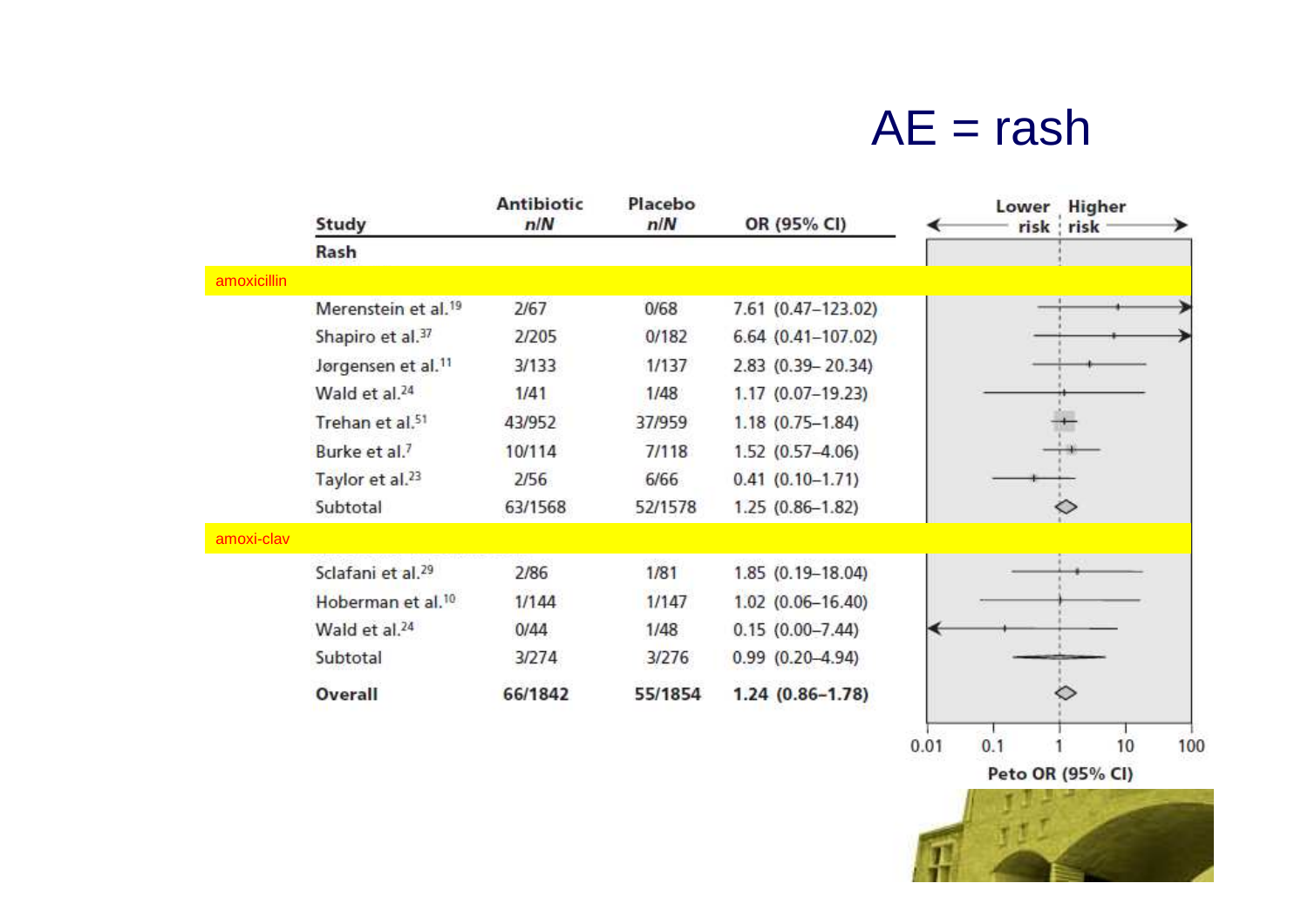# AE = rash

| Study | Antibiotic n/N | Placebo n/N | OR (95% CI) |
|---|---|---|---|
| **Rash** | | | |
| amoxicillin | | | |
| Merenstein et al.[19] | 2/67 | 0/68 | 7.61 (0.47–123.02) |
| Shapiro et al.[37] | 2/205 | 0/182 | 6.64 (0.41–107.02) |
| Jørgensen et al.[11] | 3/133 | 1/137 | 2.83 (0.39– 20.34) |
| Wald et al.[24] | 1/41 | 1/48 | 1.17 (0.07–19.23) |
| Trehan et al.[51] | 43/952 | 37/959 | 1.18 (0.75–1.84) |
| Burke et al.[7] | 10/114 | 7/118 | 1.52 (0.57–4.06) |
| Taylor et al.[23] | 2/56 | 6/66 | 0.41 (0.10–1.71) |
| Subtotal | 63/1568 | 52/1578 | 1.25 (0.86–1.82) |
| amoxi-clav | | | |
| Sclafani et al.[29] | 2/86 | 1/81 | 1.85 (0.19–18.04) |
| Hoberman et al.[10] | 1/144 | 1/147 | 1.02 (0.06–16.40) |
| Wald et al.[24] | 0/44 | 1/48 | 0.15 (0.00–7.44) |
| Subtotal | 3/274 | 3/276 | 0.99 (0.20–4.94) |
| **Overall** | **66/1842** | **55/1854** | **1.24 (0.86–1.78)** |

Lower risk | Higher risk

0.01 0.1 1 10 100

**Peto OR (95% CI)**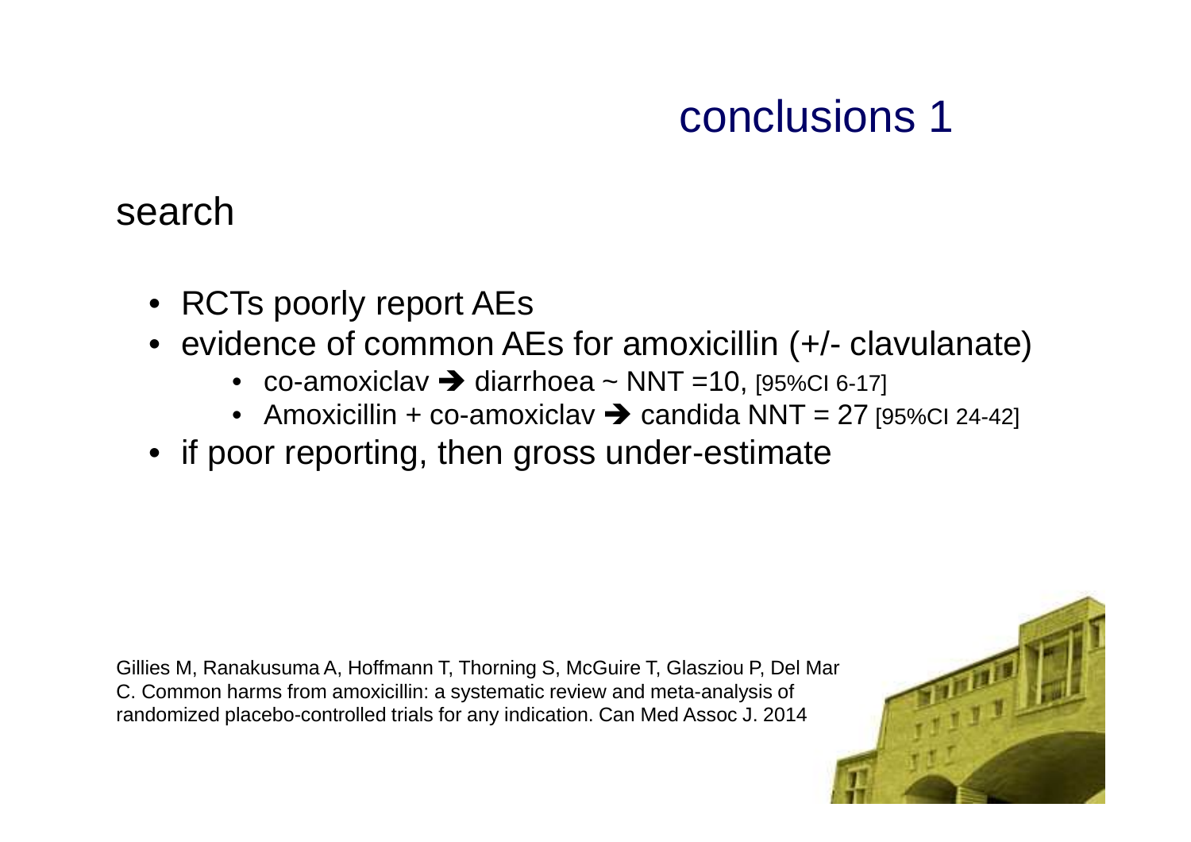# conclusions 1

## search

- RCTs poorly report AEs
- evidence of common AEs for amoxicillin (+/- clavulanate)
  - co-amoxiclav ➔ diarrhoea ~ NNT =10, [95%CI 6-17]
  - Amoxicillin + co-amoxiclav ➔ candida NNT = 27 [95%CI 24-42]
- if poor reporting, then gross under-estimate

Gillies M, Ranakusuma A, Hoffmann T, Thorning S, McGuire T, Glasziou P, Del Mar C. Common harms from amoxicillin: a systematic review and meta-analysis of randomized placebo-controlled trials for any indication. Can Med Assoc J. 2014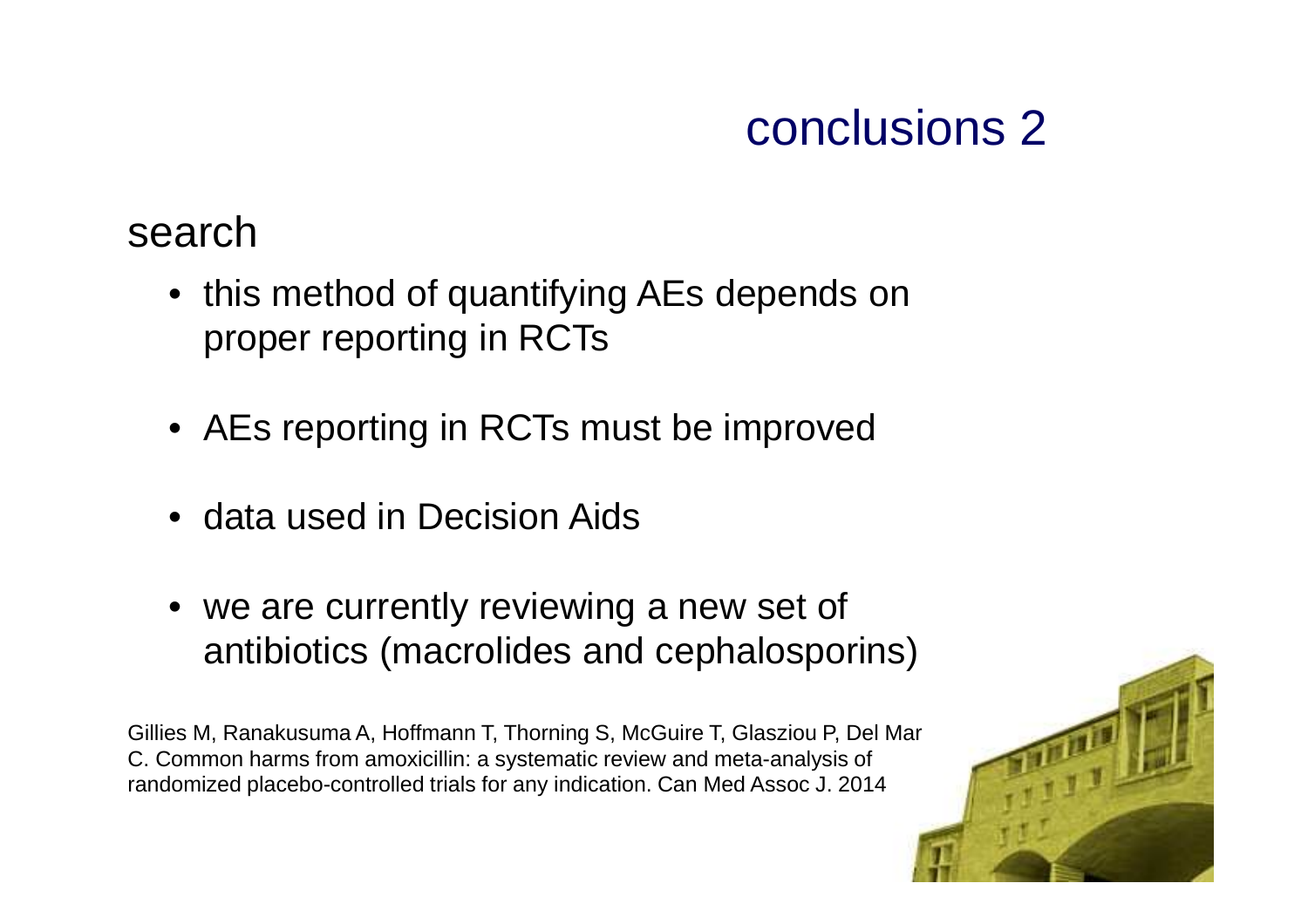# conclusions 2

## search

- this method of quantifying AEs depends on proper reporting in RCTs
- AEs reporting in RCTs must be improved
- data used in Decision Aids
- we are currently reviewing a new set of antibiotics (macrolides and cephalosporins)

Gillies M, Ranakusuma A, Hoffmann T, Thorning S, McGuire T, Glasziou P, Del Mar C. Common harms from amoxicillin: a systematic review and meta-analysis of randomized placebo-controlled trials for any indication. Can Med Assoc J. 2014